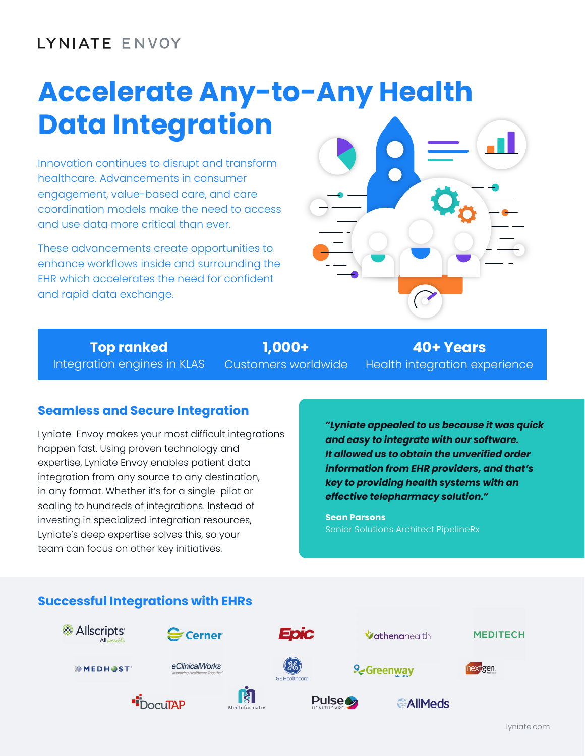LYNIATE ENVOY

# Accelerate Any-to-Any Health Data Integration

Innovation continues to disrupt and transform healthcare. Advancements in consumer engagement, value-based care, and care coordination models make the need to access and use data more critical than ever.

These advancements create opportunities to enhance workflows inside and surrounding the EHR which accelerates the need for confident and rapid data exchange.

**Top ranked**
Integration engines in KLAS

**1,000+**
Customers worldwide

**40+ Years**
Health integration experience

## Seamless and Secure Integration

Lyniate Envoy makes your most difficult integrations happen fast. Using proven technology and expertise, Lyniate Envoy enables patient data integration from any source to any destination, in any format. Whether it's for a single pilot or scaling to hundreds of integrations. Instead of investing in specialized integration resources, Lyniate's deep expertise solves this, so your team can focus on other key initiatives.

> ***"Lyniate appealed to us because it was quick and easy to integrate with our software. It allowed us to obtain the unverified order information from EHR providers, and that's key to providing health systems with an effective telepharmacy solution."***
>
> **Sean Parsons**
> Senior Solutions Architect PipelineRx

## Successful Integrations with EHRs

- Allscripts
- Cerner
- Epic
- athenahealth
- MEDITECH
- MEDHOST
- eClinicalWorks
- GE Healthcare
- Greenway Health
- nextgen
- DocuTAP
- MedInformatix
- Pulse Healthcare
- AllMeds

lyniate.com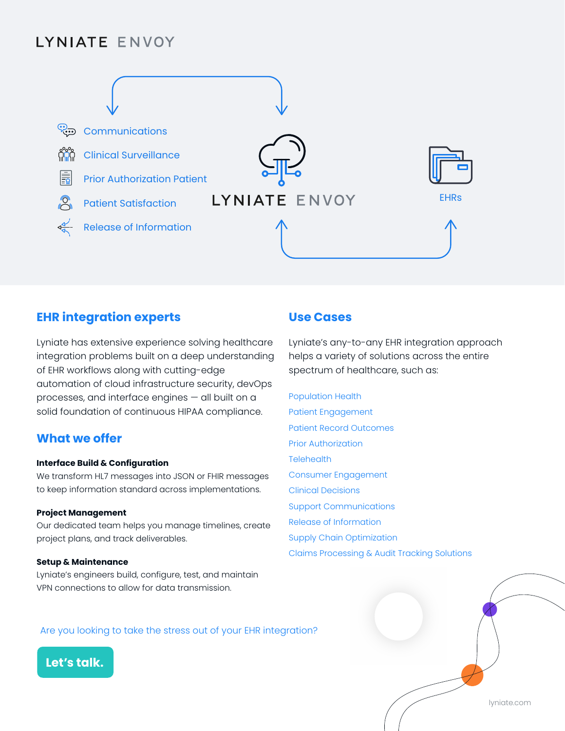LYNIATE ENVOY

- Communications
- Clinical Surveillance
- Prior Authorization Patient
- Patient Satisfaction
- Release of Information

LYNIATE ENVOY

EHRs

## EHR integration experts

Lyniate has extensive experience solving healthcare integration problems built on a deep understanding of EHR workflows along with cutting-edge automation of cloud infrastructure security, devOps processes, and interface engines — all built on a solid foundation of continuous HIPAA compliance.

## What we offer

**Interface Build & Configuration**
We transform HL7 messages into JSON or FHIR messages to keep information standard across implementations.

**Project Management**
Our dedicated team helps you manage timelines, create project plans, and track deliverables.

**Setup & Maintenance**
Lyniate's engineers build, configure, test, and maintain VPN connections to allow for data transmission.

## Use Cases

Lyniate's any-to-any EHR integration approach helps a variety of solutions across the entire spectrum of healthcare, such as:

- Population Health
- Patient Engagement
- Patient Record Outcomes
- Prior Authorization
- Telehealth
- Consumer Engagement
- Clinical Decisions
- Support Communications
- Release of Information
- Supply Chain Optimization
- Claims Processing & Audit Tracking Solutions

Are you looking to take the stress out of your EHR integration?

**Let's talk.**

lyniate.com